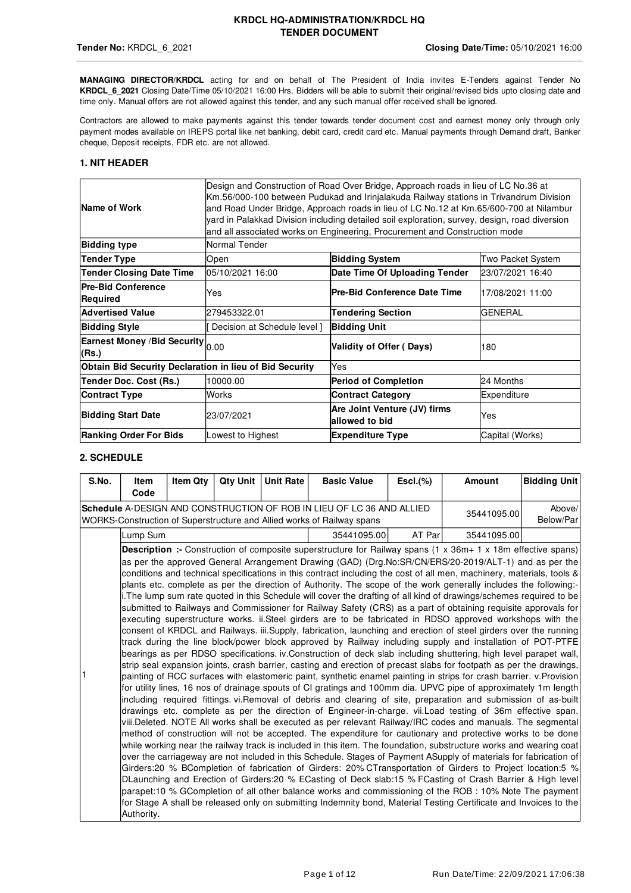**KRDCL HQ-ADMINISTRATION/KRDCL HQ**
**TENDER DOCUMENT**

**Tender No:** KRDCL_6_2021 **Closing Date/Time:** 05/10/2021 16:00

**MANAGING DIRECTOR/KRDCL** acting for and on behalf of The President of India invites E-Tenders against Tender No **KRDCL_6_2021** Closing Date/Time 05/10/2021 16:00 Hrs. Bidders will be able to submit their original/revised bids upto closing date and time only. Manual offers are not allowed against this tender, and any such manual offer received shall be ignored.

Contractors are allowed to make payments against this tender towards tender document cost and earnest money only through only payment modes available on IREPS portal like net banking, debit card, credit card etc. Manual payments through Demand draft, Banker cheque, Deposit receipts, FDR etc. are not allowed.

## 1. NIT HEADER

| | | | |
|---|---|---|---|
| **Name of Work** | Design and Construction of Road Over Bridge, Approach roads in lieu of LC No.36 at Km.56/000-100 between Pudukad and Irinjalakuda Railway stations in Trivandrum Division and Road Under Bridge, Approach roads in lieu of LC No.12 at Km.65/600-700 at Nilambur yard in Palakkad Division including detailed soil exploration, survey, design, road diversion and all associated works on Engineering, Procurement and Construction mode | | |
| **Bidding type** | Normal Tender | | |
| **Tender Type** | Open | **Bidding System** | Two Packet System |
| **Tender Closing Date Time** | 05/10/2021 16:00 | **Date Time Of Uploading Tender** | 23/07/2021 16:40 |
| **Pre-Bid Conference Required** | Yes | **Pre-Bid Conference Date Time** | 17/08/2021 11:00 |
| **Advertised Value** | 279453322.01 | **Tendering Section** | GENERAL |
| **Bidding Style** | [ Decision at Schedule level ] | **Bidding Unit** | |
| **Earnest Money /Bid Security (Rs.)** | 0.00 | **Validity of Offer ( Days)** | 180 |
| **Obtain Bid Security Declaration in lieu of Bid Security** | | Yes | |
| **Tender Doc. Cost (Rs.)** | 10000.00 | **Period of Completion** | 24 Months |
| **Contract Type** | Works | **Contract Category** | Expenditure |
| **Bidding Start Date** | 23/07/2021 | **Are Joint Venture (JV) firms allowed to bid** | Yes |
| **Ranking Order For Bids** | Lowest to Highest | **Expenditure Type** | Capital (Works) |

## 2. SCHEDULE

| S.No. | Item Code | Item Qty | Qty Unit | Unit Rate | Basic Value | Escl.(%) | Amount | Bidding Unit |
|---|---|---|---|---|---|---|---|---|
| **Schedule** A-DESIGN AND CONSTRUCTION OF ROB IN LIEU OF LC 36 AND ALLIED WORKS-Construction of Superstructure and Allied works of Railway spans | | | | | | | 35441095.00 | Above/ Below/Par |
| 1 | Lump Sum | | | | 35441095.00 | AT Par | 35441095.00 | |
| | **Description :-** Construction of composite superstructure for Railway spans (1 x 36m+ 1 x 18m effective spans) as per the approved General Arrangement Drawing (GAD) (Drg.No:SR/CN/ERS/20-2019/ALT-1) and as per the conditions and technical specifications in this contract including the cost of all men, machinery, materials, tools & plants etc. complete as per the direction of Authority. The scope of the work generally includes the following:- i.The lump sum rate quoted in this Schedule will cover the drafting of all kind of drawings/schemes required to be submitted to Railways and Commissioner for Railway Safety (CRS) as a part of obtaining requisite approvals for executing superstructure works. ii.Steel girders are to be fabricated in RDSO approved workshops with the consent of KRDCL and Railways. iii.Supply, fabrication, launching and erection of steel girders over the running track during the line block/power block approved by Railway including supply and installation of POT-PTFE bearings as per RDSO specifications. iv.Construction of deck slab including shuttering, high level parapet wall, strip seal expansion joints, crash barrier, casting and erection of precast slabs for footpath as per the drawings, painting of RCC surfaces with elastomeric paint, synthetic enamel painting in strips for crash barrier. v.Provision for utility lines, 16 nos of drainage spouts of CI gratings and 100mm dia. UPVC pipe of approximately 1m length including required fittings. vi.Removal of debris and clearing of site, preparation and submission of as-built drawings etc. complete as per the direction of Engineer-in-charge. vii.Load testing of 36m effective span. viii.Deleted. NOTE All works shall be executed as per relevant Railway/IRC codes and manuals. The segmental method of construction will not be accepted. The expenditure for cautionary and protective works to be done while working near the railway track is included in this item. The foundation, substructure works and wearing coat over the carriageway are not included in this Schedule. Stages of Payment ASupply of materials for fabrication of Girders:20 % BCompletion of fabrication of Girders: 20% CTransportation of Girders to Project location:5 % DLaunching and Erection of Girders:20 % ECasting of Deck slab:15 % FCasting of Crash Barrier & High level parapet:10 % GCompletion of all other balance works and commissioning of the ROB : 10% Note The payment for Stage A shall be released only on submitting Indemnity bond, Material Testing Certificate and Invoices to the Authority. | | | | | | | |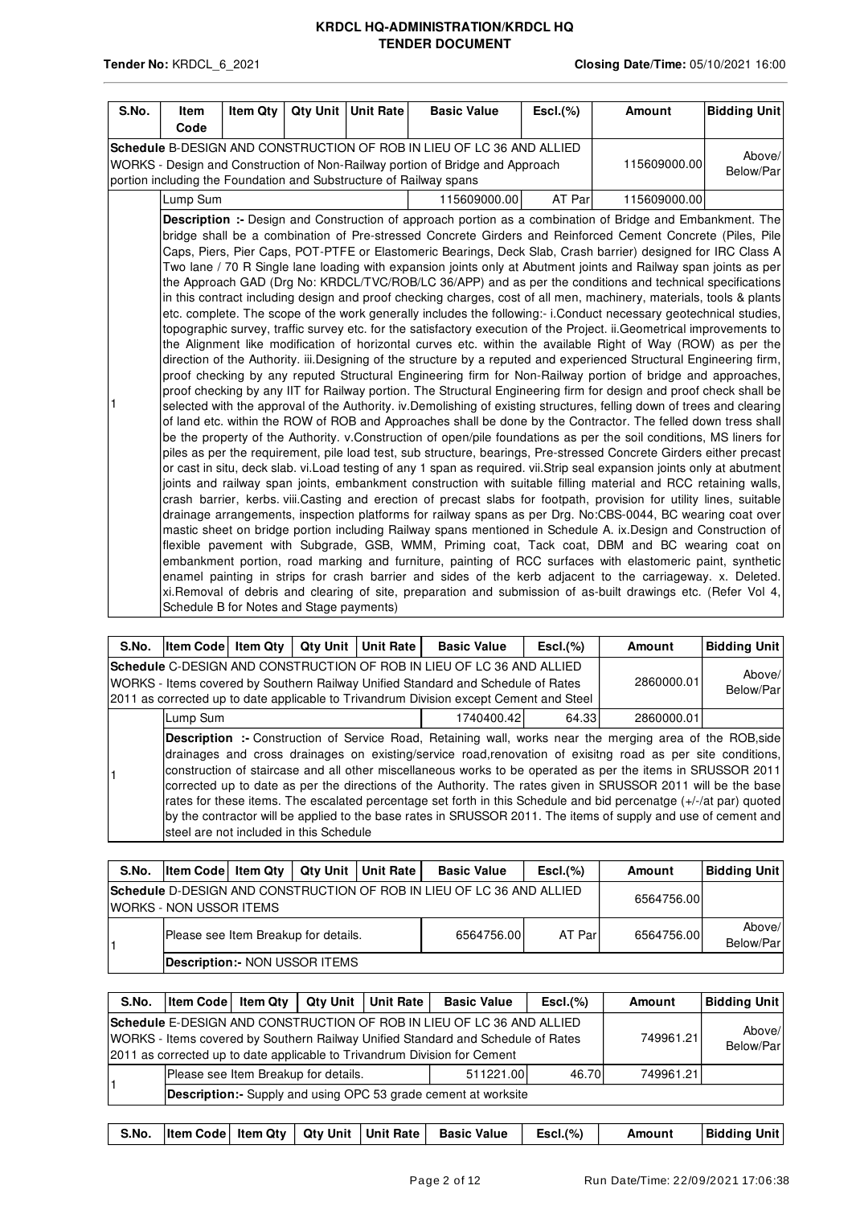**Tender No:** KRDCL_6_2021 **Closing Date/Time:** 05/10/2021 16:00

| S.No. | Item Code | Item Qty | Qty Unit | Unit Rate | Basic Value | Escl.(%) | Amount | Bidding Unit |
|---|---|---|---|---|---|---|---|---|
| **Schedule** B-DESIGN AND CONSTRUCTION OF ROB IN LIEU OF LC 36 AND ALLIED WORKS - Design and Construction of Non-Railway portion of Bridge and Approach portion including the Foundation and Substructure of Railway spans | | | | | | | 115609000.00 | Above/ Below/Par |
| 1 | Lump Sum | | | | 115609000.00 | AT Par | 115609000.00 | |
| | **Description :-** Design and Construction of approach portion as a combination of Bridge and Embankment. The bridge shall be a combination of Pre-stressed Concrete Girders and Reinforced Cement Concrete (Piles, Pile Caps, Piers, Pier Caps, POT-PTFE or Elastomeric Bearings, Deck Slab, Crash barrier) designed for IRC Class A Two lane / 70 R Single lane loading with expansion joints only at Abutment joints and Railway span joints as per the Approach GAD (Drg No: KRDCL/TVC/ROB/LC 36/APP) and as per the conditions and technical specifications in this contract including design and proof checking charges, cost of all men, machinery, materials, tools & plants etc. complete. The scope of the work generally includes the following:- i.Conduct necessary geotechnical studies, topographic survey, traffic survey etc. for the satisfactory execution of the Project. ii.Geometrical improvements to the Alignment like modification of horizontal curves etc. within the available Right of Way (ROW) as per the direction of the Authority. iii.Designing of the structure by a reputed and experienced Structural Engineering firm, proof checking by any reputed Structural Engineering firm for Non-Railway portion of bridge and approaches, proof checking by any IIT for Railway portion. The Structural Engineering firm for design and proof check shall be selected with the approval of the Authority. iv.Demolishing of existing structures, felling down of trees and clearing of land etc. within the ROW of ROB and Approaches shall be done by the Contractor. The felled down tress shall be the property of the Authority. v.Construction of open/pile foundations as per the soil conditions, MS liners for piles as per the requirement, pile load test, sub structure, bearings, Pre-stressed Concrete Girders either precast or cast in situ, deck slab. vi.Load testing of any 1 span as required. vii.Strip seal expansion joints only at abutment joints and railway span joints, embankment construction with suitable filling material and RCC retaining walls, crash barrier, kerbs. viii.Casting and erection of precast slabs for footpath, provision for utility lines, suitable drainage arrangements, inspection platforms for railway spans as per Drg. No:CBS-0044, BC wearing coat over mastic sheet on bridge portion including Railway spans mentioned in Schedule A. ix.Design and Construction of flexible pavement with Subgrade, GSB, WMM, Priming coat, Tack coat, DBM and BC wearing coat on embankment portion, road marking and furniture, painting of RCC surfaces with elastomeric paint, synthetic enamel painting in strips for crash barrier and sides of the kerb adjacent to the carriageway. x. Deleted. xi.Removal of debris and clearing of site, preparation and submission of as-built drawings etc. (Refer Vol 4, Schedule B for Notes and Stage payments) | | | | | | | |

| S.No. | Item Code | Item Qty | Qty Unit | Unit Rate | Basic Value | Escl.(%) | Amount | Bidding Unit |
|---|---|---|---|---|---|---|---|---|
| **Schedule** C-DESIGN AND CONSTRUCTION OF ROB IN LIEU OF LC 36 AND ALLIED WORKS - Items covered by Southern Railway Unified Standard and Schedule of Rates 2011 as corrected up to date applicable to Trivandrum Division except Cement and Steel | | | | | | | 2860000.01 | Above/ Below/Par |
| 1 | Lump Sum | | | | 1740400.42 | 64.33 | 2860000.01 | |
| | **Description :-** Construction of Service Road, Retaining wall, works near the merging area of the ROB,side drainages and cross drainages on existing/service road,renovation of exisitng road as per site conditions, construction of staircase and all other miscellaneous works to be operated as per the items in SRUSSOR 2011 corrected up to date as per the directions of the Authority. The rates given in SRUSSOR 2011 will be the base rates for these items. The escalated percentage set forth in this Schedule and bid percenatge (+/-/at par) quoted by the contractor will be applied to the base rates in SRUSSOR 2011. The items of supply and use of cement and steel are not included in this Schedule | | | | | | | |

| S.No. | Item Code | Item Qty | Qty Unit | Unit Rate | Basic Value | Escl.(%) | Amount | Bidding Unit |
|---|---|---|---|---|---|---|---|---|
| **Schedule** D-DESIGN AND CONSTRUCTION OF ROB IN LIEU OF LC 36 AND ALLIED WORKS - NON USSOR ITEMS | | | | | | | 6564756.00 | |
| 1 | Please see Item Breakup for details. | | | | 6564756.00 | AT Par | 6564756.00 | Above/ Below/Par |
| | **Description:-** NON USSOR ITEMS | | | | | | | |

| S.No. | Item Code | Item Qty | Qty Unit | Unit Rate | Basic Value | Escl.(%) | Amount | Bidding Unit |
|---|---|---|---|---|---|---|---|---|
| **Schedule** E-DESIGN AND CONSTRUCTION OF ROB IN LIEU OF LC 36 AND ALLIED WORKS - Items covered by Southern Railway Unified Standard and Schedule of Rates 2011 as corrected up to date applicable to Trivandrum Division for Cement | | | | | | | 749961.21 | Above/ Below/Par |
| 1 | Please see Item Breakup for details. | | | | 511221.00 | 46.70 | 749961.21 | |
| | **Description:-** Supply and using OPC 53 grade cement at worksite | | | | | | | |

| S.No. | Item Code | Item Qty | Qty Unit | Unit Rate | Basic Value | Escl.(%) | Amount | Bidding Unit |
|---|---|---|---|---|---|---|---|---|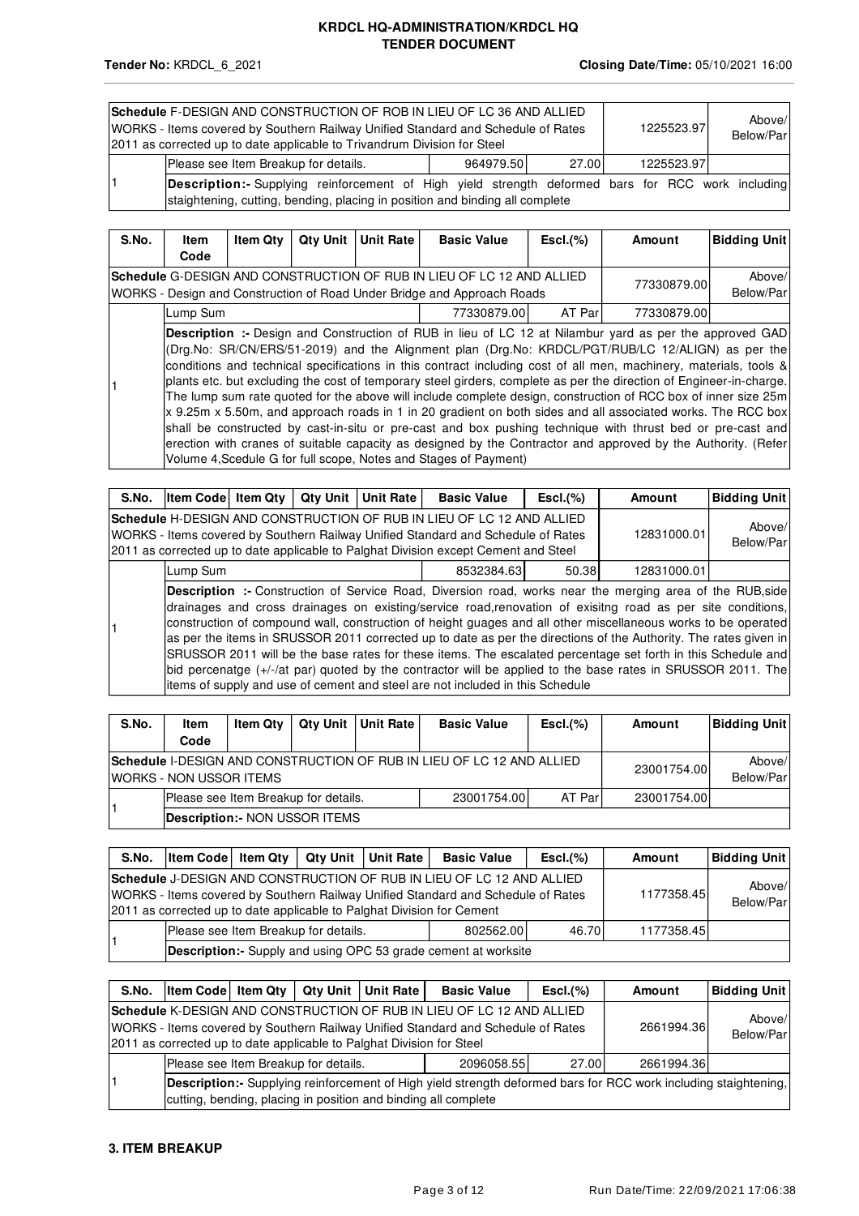| | | | | | | | | |
|---|---|---|---|---|---|---|---|---|
| **Schedule** F-DESIGN AND CONSTRUCTION OF ROB IN LIEU OF LC 36 AND ALLIED WORKS - Items covered by Southern Railway Unified Standard and Schedule of Rates 2011 as corrected up to date applicable to Trivandrum Division for Steel | | | | | | | 1225523.97 | Above/ Below/Par |
| 1 | Please see Item Breakup for details. | | | | 964979.50 | 27.00 | 1225523.97 | |
| | **Description:-** Supplying reinforcement of High yield strength deformed bars for RCC work including staightening, cutting, bending, placing in position and binding all complete | | | | | | | |

| S.No. | Item Code | Item Qty | Qty Unit | Unit Rate | Basic Value | Escl.(%) | Amount | Bidding Unit |
|---|---|---|---|---|---|---|---|---|
| **Schedule** G-DESIGN AND CONSTRUCTION OF RUB IN LIEU OF LC 12 AND ALLIED WORKS - Design and Construction of Road Under Bridge and Approach Roads | | | | | | | 77330879.00 | Above/ Below/Par |
| 1 | Lump Sum | | | | 77330879.00 | AT Par | 77330879.00 | |
| | **Description :-** Design and Construction of RUB in lieu of LC 12 at Nilambur yard as per the approved GAD (Drg.No: SR/CN/ERS/51-2019) and the Alignment plan (Drg.No: KRDCL/PGT/RUB/LC 12/ALIGN) as per the conditions and technical specifications in this contract including cost of all men, machinery, materials, tools & plants etc. but excluding the cost of temporary steel girders, complete as per the direction of Engineer-in-charge. The lump sum rate quoted for the above will include complete design, construction of RCC box of inner size 25m x 9.25m x 5.50m, and approach roads in 1 in 20 gradient on both sides and all associated works. The RCC box shall be constructed by cast-in-situ or pre-cast and box pushing technique with thrust bed or pre-cast and erection with cranes of suitable capacity as designed by the Contractor and approved by the Authority. (Refer Volume 4,Scedule G for full scope, Notes and Stages of Payment) | | | | | | | |

| S.No. | Item Code | Item Qty | Qty Unit | Unit Rate | Basic Value | Escl.(%) | Amount | Bidding Unit |
|---|---|---|---|---|---|---|---|---|
| **Schedule** H-DESIGN AND CONSTRUCTION OF RUB IN LIEU OF LC 12 AND ALLIED WORKS - Items covered by Southern Railway Unified Standard and Schedule of Rates 2011 as corrected up to date applicable to Palghat Division except Cement and Steel | | | | | | | 12831000.01 | Above/ Below/Par |
| 1 | Lump Sum | | | | 8532384.63 | 50.38 | 12831000.01 | |
| | **Description :-** Construction of Service Road, Diversion road, works near the merging area of the RUB,side drainages and cross drainages on existing/service road,renovation of exisitng road as per site conditions, construction of compound wall, construction of height guages and all other miscellaneous works to be operated as per the items in SRUSSOR 2011 corrected up to date as per the directions of the Authority. The rates given in SRUSSOR 2011 will be the base rates for these items. The escalated percentage set forth in this Schedule and bid percenatge (+/-/at par) quoted by the contractor will be applied to the base rates in SRUSSOR 2011. The items of supply and use of cement and steel are not included in this Schedule | | | | | | | |

| S.No. | Item Code | Item Qty | Qty Unit | Unit Rate | Basic Value | Escl.(%) | Amount | Bidding Unit |
|---|---|---|---|---|---|---|---|---|
| **Schedule** I-DESIGN AND CONSTRUCTION OF RUB IN LIEU OF LC 12 AND ALLIED WORKS - NON USSOR ITEMS | | | | | | | 23001754.00 | Above/ Below/Par |
| 1 | Please see Item Breakup for details. | | | | 23001754.00 | AT Par | 23001754.00 | |
| | **Description:-** NON USSOR ITEMS | | | | | | | |

| S.No. | Item Code | Item Qty | Qty Unit | Unit Rate | Basic Value | Escl.(%) | Amount | Bidding Unit |
|---|---|---|---|---|---|---|---|---|
| **Schedule** J-DESIGN AND CONSTRUCTION OF RUB IN LIEU OF LC 12 AND ALLIED WORKS - Items covered by Southern Railway Unified Standard and Schedule of Rates 2011 as corrected up to date applicable to Palghat Division for Cement | | | | | | | 1177358.45 | Above/ Below/Par |
| 1 | Please see Item Breakup for details. | | | | 802562.00 | 46.70 | 1177358.45 | |
| | **Description:-** Supply and using OPC 53 grade cement at worksite | | | | | | | |

| S.No. | Item Code | Item Qty | Qty Unit | Unit Rate | Basic Value | Escl.(%) | Amount | Bidding Unit |
|---|---|---|---|---|---|---|---|---|
| **Schedule** K-DESIGN AND CONSTRUCTION OF RUB IN LIEU OF LC 12 AND ALLIED WORKS - Items covered by Southern Railway Unified Standard and Schedule of Rates 2011 as corrected up to date applicable to Palghat Division for Steel | | | | | | | 2661994.36 | Above/ Below/Par |
| 1 | Please see Item Breakup for details. | | | | 2096058.55 | 27.00 | 2661994.36 | |
| | **Description:-** Supplying reinforcement of High yield strength deformed bars for RCC work including staightening, cutting, bending, placing in position and binding all complete | | | | | | | |

### 3. ITEM BREAKUP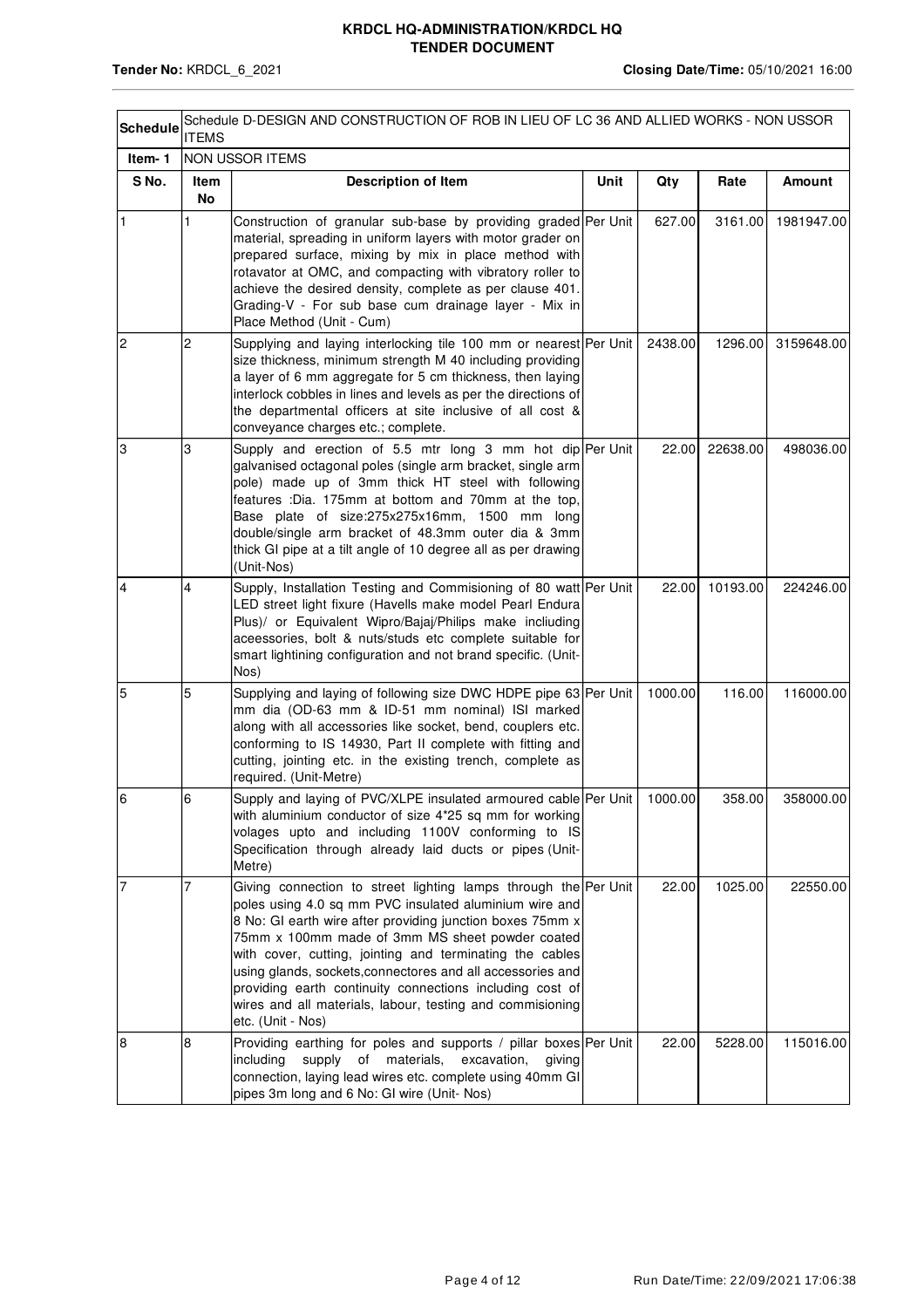**KRDCL HQ-ADMINISTRATION/KRDCL HQ**
**TENDER DOCUMENT**

**Tender No:** KRDCL_6_2021 **Closing Date/Time:** 05/10/2021 16:00

| **Schedule** | Schedule D-DESIGN AND CONSTRUCTION OF ROB IN LIEU OF LC 36 AND ALLIED WORKS - NON USSOR ITEMS | | | | | |
|---|---|---|---|---|---|---|
| **Item- 1** | NON USSOR ITEMS | | | | | |
| **S No.** | **Item No** | **Description of Item** | **Unit** | **Qty** | **Rate** | **Amount** |
| 1 | 1 | Construction of granular sub-base by providing graded material, spreading in uniform layers with motor grader on prepared surface, mixing by mix in place method with rotavator at OMC, and compacting with vibratory roller to achieve the desired density, complete as per clause 401. Grading-V - For sub base cum drainage layer - Mix in Place Method (Unit - Cum) | Per Unit | 627.00 | 3161.00 | 1981947.00 |
| 2 | 2 | Supplying and laying interlocking tile 100 mm or nearest size thickness, minimum strength M 40 including providing a layer of 6 mm aggregate for 5 cm thickness, then laying interlock cobbles in lines and levels as per the directions of the departmental officers at site inclusive of all cost & conveyance charges etc.; complete. | Per Unit | 2438.00 | 1296.00 | 3159648.00 |
| 3 | 3 | Supply and erection of 5.5 mtr long 3 mm hot dip galvanised octagonal poles (single arm bracket, single arm pole) made up of 3mm thick HT steel with following features :Dia. 175mm at bottom and 70mm at the top, Base plate of size:275x275x16mm, 1500 mm long double/single arm bracket of 48.3mm outer dia & 3mm thick GI pipe at a tilt angle of 10 degree all as per drawing (Unit-Nos) | Per Unit | 22.00 | 22638.00 | 498036.00 |
| 4 | 4 | Supply, Installation Testing and Commisioning of 80 watt LED street light fixture (Havells make model Pearl Endura Plus)/ or Equivalent Wipro/Bajaj/Philips make incliuding aceessories, bolt & nuts/studs etc complete suitable for smart lightining configuration and not brand specific. (Unit-Nos) | Per Unit | 22.00 | 10193.00 | 224246.00 |
| 5 | 5 | Supplying and laying of following size DWC HDPE pipe 63 mm dia (OD-63 mm & ID-51 mm nominal) ISI marked along with all accessories like socket, bend, couplers etc. conforming to IS 14930, Part II complete with fitting and cutting, jointing etc. in the existing trench, complete as required. (Unit-Metre) | Per Unit | 1000.00 | 116.00 | 116000.00 |
| 6 | 6 | Supply and laying of PVC/XLPE insulated armoured cable with aluminium conductor of size 4*25 sq mm for working volages upto and including 1100V conforming to IS Specification through already laid ducts or pipes (Unit-Metre) | Per Unit | 1000.00 | 358.00 | 358000.00 |
| 7 | 7 | Giving connection to street lighting lamps through the poles using 4.0 sq mm PVC insulated aluminium wire and 8 No: GI earth wire after providing junction boxes 75mm x 75mm x 100mm made of 3mm MS sheet powder coated with cover, cutting, jointing and terminating the cables using glands, sockets,connectores and all accessories and providing earth continuity connections including cost of wires and all materials, labour, testing and commisioning etc. (Unit - Nos) | Per Unit | 22.00 | 1025.00 | 22550.00 |
| 8 | 8 | Providing earthing for poles and supports / pillar boxes including supply of materials, excavation, giving connection, laying lead wires etc. complete using 40mm GI pipes 3m long and 6 No: GI wire (Unit- Nos) | Per Unit | 22.00 | 5228.00 | 115016.00 |

Run Date/Time: 22/09/2021 17:06:38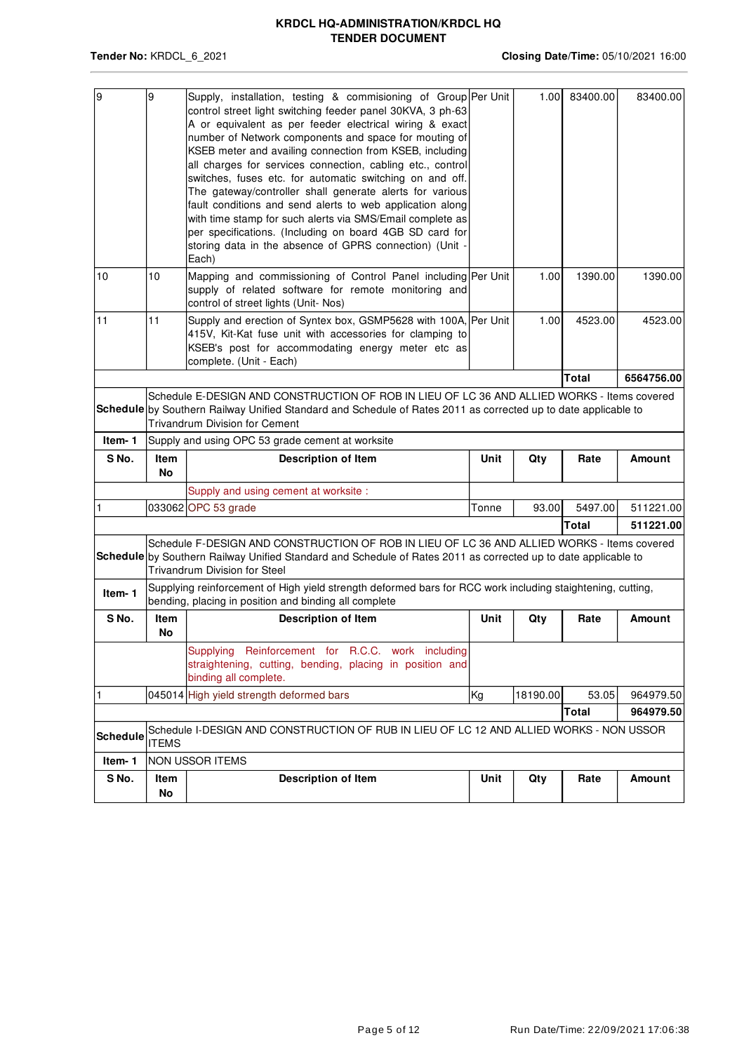**KRDCL HQ-ADMINISTRATION/KRDCL HQ**
**TENDER DOCUMENT**

**Tender No:** KRDCL_6_2021 **Closing Date/Time:** 05/10/2021 16:00

| | | | | | | |
|---|---|---|---|---|---|---|
| 9 | 9 | Supply, installation, testing & commisioning of Group control street light switching feeder panel 30KVA, 3 ph-63 A or equivalent as per feeder electrical wiring & exact number of Network components and space for mouting of KSEB meter and availing connection from KSEB, including all charges for services connection, cabling etc., control switches, fuses etc. for automatic switching on and off. The gateway/controller shall generate alerts for various fault conditions and send alerts to web application along with time stamp for such alerts via SMS/Email complete as per specifications. (Including on board 4GB SD card for storing data in the absence of GPRS connection) (Unit - Each) | Per Unit | 1.00 | 83400.00 | 83400.00 |
| 10 | 10 | Mapping and commissioning of Control Panel including supply of related software for remote monitoring and control of street lights (Unit- Nos) | Per Unit | 1.00 | 1390.00 | 1390.00 |
| 11 | 11 | Supply and erection of Syntex box, GSMP5628 with 100A, 415V, Kit-Kat fuse unit with accessories for clamping to KSEB's post for accommodating energy meter etc as complete. (Unit - Each) | Per Unit | 1.00 | 4523.00 | 4523.00 |
| | | | | | **Total** | **6564756.00** |

| | | | | | | |
|---|---|---|---|---|---|---|
| **Schedule** | Schedule E-DESIGN AND CONSTRUCTION OF ROB IN LIEU OF LC 36 AND ALLIED WORKS - Items covered by Southern Railway Unified Standard and Schedule of Rates 2011 as corrected up to date applicable to Trivandrum Division for Cement | | | | | |
| **Item- 1** | Supply and using OPC 53 grade cement at worksite | | | | | |
| **S No.** | **Item No** | **Description of Item** | **Unit** | **Qty** | **Rate** | **Amount** |
| | | Supply and using cement at worksite : | | | | |
| 1 | 033062 | OPC 53 grade | Tonne | 93.00 | 5497.00 | 511221.00 |
| | | | | | **Total** | **511221.00** |

| | | | | | | |
|---|---|---|---|---|---|---|
| **Schedule** | Schedule F-DESIGN AND CONSTRUCTION OF ROB IN LIEU OF LC 36 AND ALLIED WORKS - Items covered by Southern Railway Unified Standard and Schedule of Rates 2011 as corrected up to date applicable to Trivandrum Division for Steel | | | | | |
| **Item- 1** | Supplying reinforcement of High yield strength deformed bars for RCC work including staightening, cutting, bending, placing in position and binding all complete | | | | | |
| **S No.** | **Item No** | **Description of Item** | **Unit** | **Qty** | **Rate** | **Amount** |
| | | Supplying Reinforcement for R.C.C. work including straightening, cutting, bending, placing in position and binding all complete. | | | | |
| 1 | 045014 | High yield strength deformed bars | Kg | 18190.00 | 53.05 | 964979.50 |
| | | | | | **Total** | **964979.50** |

| | | | | | | |
|---|---|---|---|---|---|---|
| **Schedule** | Schedule I-DESIGN AND CONSTRUCTION OF RUB IN LIEU OF LC 12 AND ALLIED WORKS - NON USSOR ITEMS | | | | | |
| **Item- 1** | NON USSOR ITEMS | | | | | |
| **S No.** | **Item No** | **Description of Item** | **Unit** | **Qty** | **Rate** | **Amount** |

Run Date/Time: 22/09/2021 17:06:38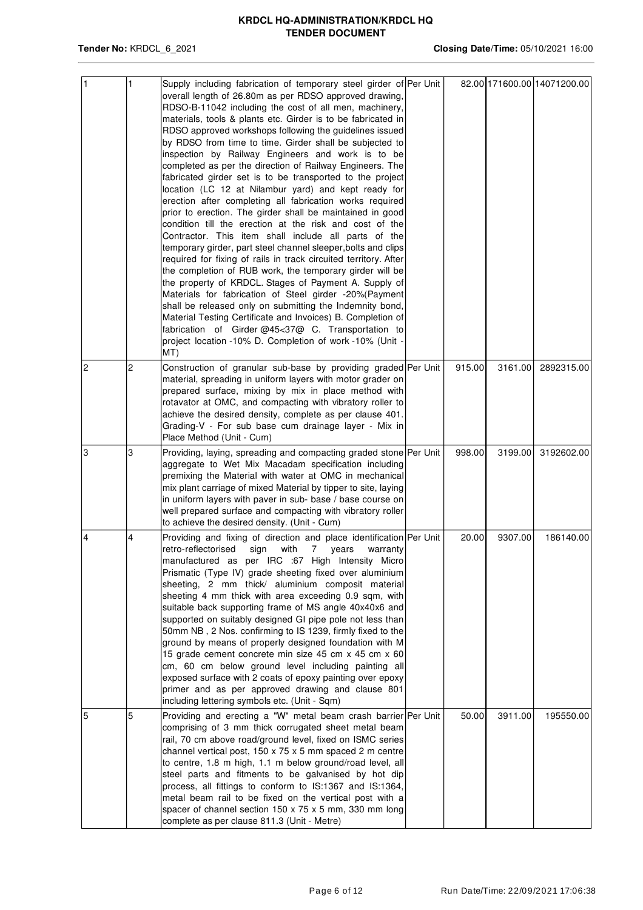| 1 | 1 | Supply including fabrication of temporary steel girder of overall length of 26.80m as per RDSO approved drawing, RDSO-B-11042 including the cost of all men, machinery, materials, tools & plants etc. Girder is to be fabricated in RDSO approved workshops following the guidelines issued by RDSO from time to time. Girder shall be subjected to inspection by Railway Engineers and work is to be completed as per the direction of Railway Engineers. The fabricated girder set is to be transported to the project location (LC 12 at Nilambur yard) and kept ready for erection after completing all fabrication works required prior to erection. The girder shall be maintained in good condition till the erection at the risk and cost of the Contractor. This item shall include all parts of the temporary girder, part steel channel sleeper,bolts and clips required for fixing of rails in track circuited territory. After the completion of RUB work, the temporary girder will be the property of KRDCL. Stages of Payment A. Supply of Materials for fabrication of Steel girder -20%(Payment shall be released only on submitting the Indemnity bond, Material Testing Certificate and Invoices) B. Completion of fabrication of Girder @45<37@ C. Transportation to project location -10% D. Completion of work -10% (Unit - MT) | Per Unit | 82.00 | 171600.00 | 14071200.00 |
|---|---|---|---|---|---|---|
| 2 | 2 | Construction of granular sub-base by providing graded material, spreading in uniform layers with motor grader on prepared surface, mixing by mix in place method with rotavator at OMC, and compacting with vibratory roller to achieve the desired density, complete as per clause 401. Grading-V - For sub base cum drainage layer - Mix in Place Method (Unit - Cum) | Per Unit | 915.00 | 3161.00 | 2892315.00 |
| 3 | 3 | Providing, laying, spreading and compacting graded stone aggregate to Wet Mix Macadam specification including premixing the Material with water at OMC in mechanical mix plant carriage of mixed Material by tipper to site, laying in uniform layers with paver in sub- base / base course on well prepared surface and compacting with vibratory roller to achieve the desired density. (Unit - Cum) | Per Unit | 998.00 | 3199.00 | 3192602.00 |
| 4 | 4 | Providing and fixing of direction and place identification retro-reflectorised sign with 7 years warranty manufactured as per IRC :67 High Intensity Micro Prismatic (Type IV) grade sheeting fixed over aluminium sheeting, 2 mm thick/ aluminium composit material sheeting 4 mm thick with area exceeding 0.9 sqm, with suitable back supporting frame of MS angle 40x40x6 and supported on suitably designed GI pipe pole not less than 50mm NB , 2 Nos. confirming to IS 1239, firmly fixed to the ground by means of properly designed foundation with M 15 grade cement concrete min size 45 cm x 45 cm x 60 cm, 60 cm below ground level including painting all exposed surface with 2 coats of epoxy painting over epoxy primer and as per approved drawing and clause 801 including lettering symbols etc. (Unit - Sqm) | Per Unit | 20.00 | 9307.00 | 186140.00 |
| 5 | 5 | Providing and erecting a "W" metal beam crash barrier comprising of 3 mm thick corrugated sheet metal beam rail, 70 cm above road/ground level, fixed on ISMC series channel vertical post, 150 x 75 x 5 mm spaced 2 m centre to centre, 1.8 m high, 1.1 m below ground/road level, all steel parts and fitments to be galvanised by hot dip process, all fittings to conform to IS:1367 and IS:1364, metal beam rail to be fixed on the vertical post with a spacer of channel section 150 x 75 x 5 mm, 330 mm long complete as per clause 811.3 (Unit - Metre) | Per Unit | 50.00 | 3911.00 | 195550.00 |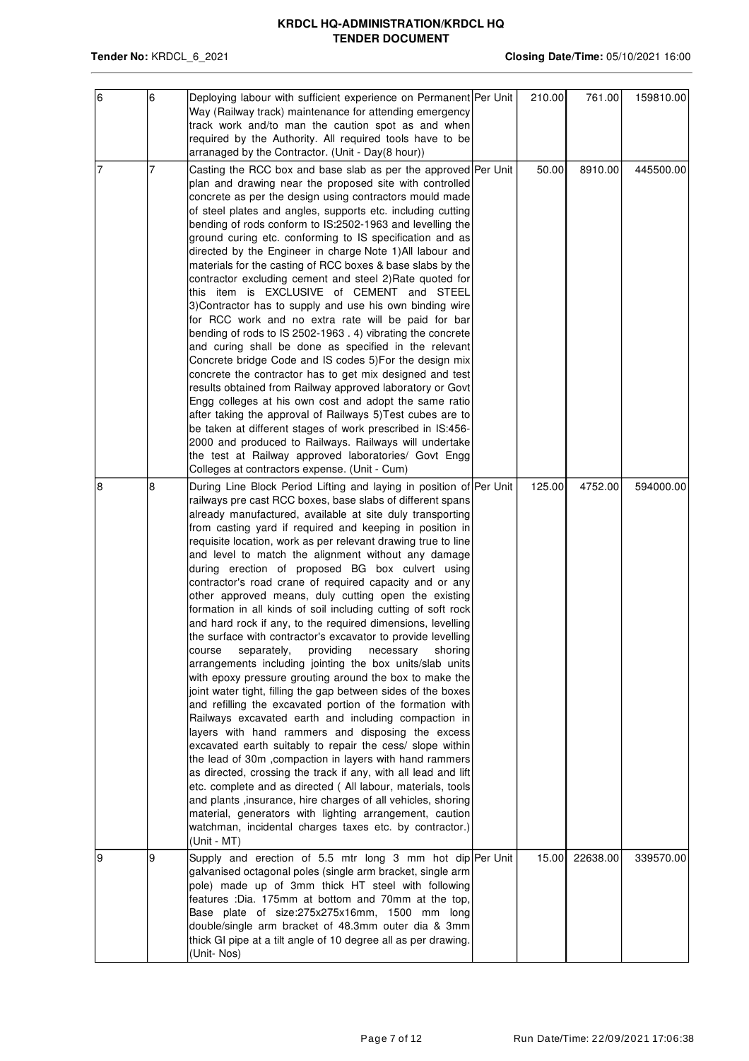| 6 | 6 | Deploying labour with sufficient experience on Permanent Way (Railway track) maintenance for attending emergency track work and/to man the caution spot as and when required by the Authority. All required tools have to be arranaged by the Contractor. (Unit - Day(8 hour)) | Per Unit | 210.00 | 761.00 | 159810.00 |
|---|---|---|---|---|---|---|
| 7 | 7 | Casting the RCC box and base slab as per the approved plan and drawing near the proposed site with controlled concrete as per the design using contractors mould made of steel plates and angles, supports etc. including cutting bending of rods conform to IS:2502-1963 and levelling the ground curing etc. conforming to IS specification and as directed by the Engineer in charge Note 1)All labour and materials for the casting of RCC boxes & base slabs by the contractor excluding cement and steel 2)Rate quoted for this item is EXCLUSIVE of CEMENT and STEEL 3)Contractor has to supply and use his own binding wire for RCC work and no extra rate will be paid for bar bending of rods to IS 2502-1963 . 4) vibrating the concrete and curing shall be done as specified in the relevant Concrete bridge Code and IS codes 5)For the design mix concrete the contractor has to get mix designed and test results obtained from Railway approved laboratory or Govt Engg colleges at his own cost and adopt the same ratio after taking the approval of Railways 5)Test cubes are to be taken at different stages of work prescribed in IS:456-2000 and produced to Railways. Railways will undertake the test at Railway approved laboratories/ Govt Engg Colleges at contractors expense. (Unit - Cum) | Per Unit | 50.00 | 8910.00 | 445500.00 |
| 8 | 8 | During Line Block Period Lifting and laying in position of railways pre cast RCC boxes, base slabs of different spans already manufactured, available at site duly transporting from casting yard if required and keeping in position in requisite location, work as per relevant drawing true to line and level to match the alignment without any damage during erection of proposed BG box culvert using contractor's road crane of required capacity and or any other approved means, duly cutting open the existing formation in all kinds of soil including cutting of soft rock and hard rock if any, to the required dimensions, levelling the surface with contractor's excavator to provide levelling course separately, providing necessary shoring arrangements including jointing the box units/slab units with epoxy pressure grouting around the box to make the joint water tight, filling the gap between sides of the boxes and refilling the excavated portion of the formation with Railways excavated earth and including compaction in layers with hand rammers and disposing the excess excavated earth suitably to repair the cess/ slope within the lead of 30m ,compaction in layers with hand rammers as directed, crossing the track if any, with all lead and lift etc. complete and as directed ( All labour, materials, tools and plants ,insurance, hire charges of all vehicles, shoring material, generators with lighting arrangement, caution watchman, incidental charges taxes etc. by contractor.) (Unit - MT) | Per Unit | 125.00 | 4752.00 | 594000.00 |
| 9 | 9 | Supply and erection of 5.5 mtr long 3 mm hot dip galvanised octagonal poles (single arm bracket, single arm pole) made up of 3mm thick HT steel with following features :Dia. 175mm at bottom and 70mm at the top, Base plate of size:275x275x16mm, 1500 mm long double/single arm bracket of 48.3mm outer dia & 3mm thick GI pipe at a tilt angle of 10 degree all as per drawing. (Unit- Nos) | Per Unit | 15.00 | 22638.00 | 339570.00 |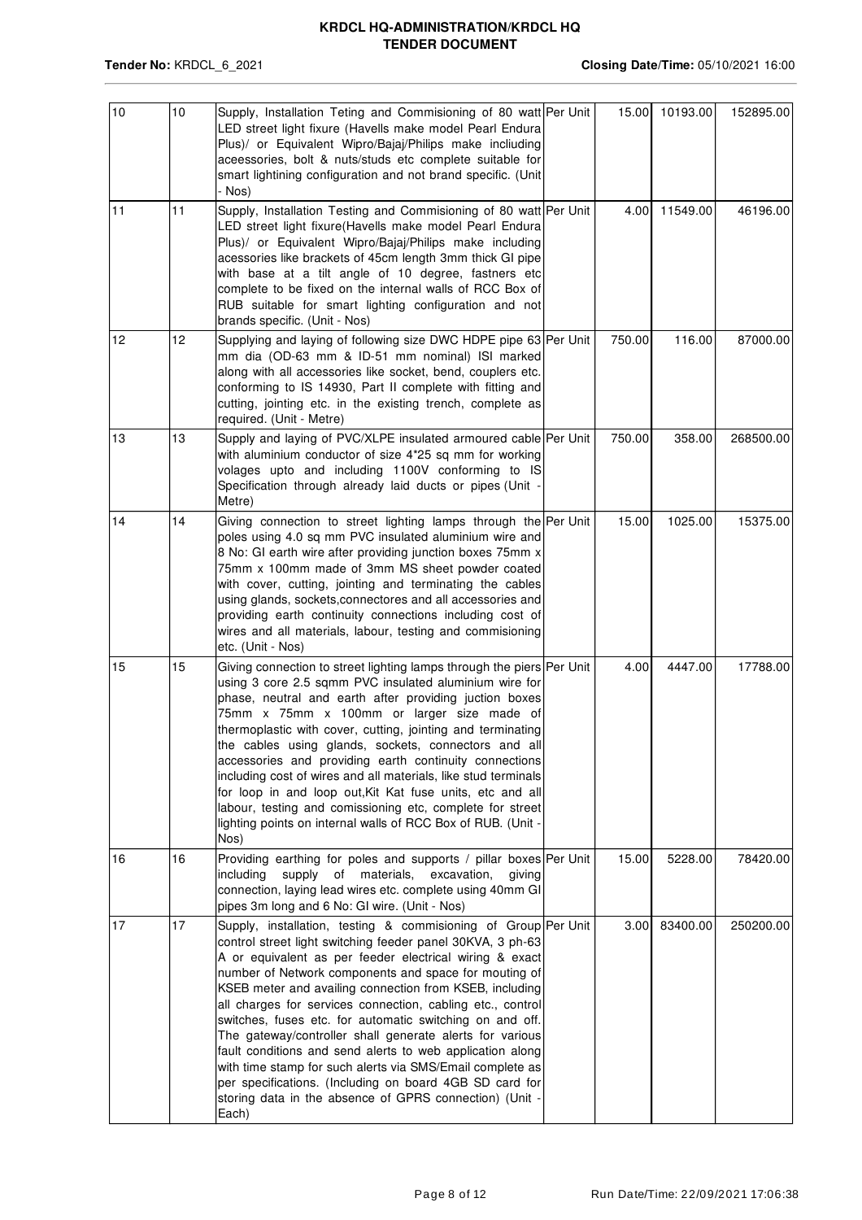| 10 | 10 | Supply, Installation Teting and Commisioning of 80 watt LED street light fixure (Havells make model Pearl Endura Plus)/ or Equivalent Wipro/Bajaj/Philips make incliuding aceessories, bolt & nuts/studs etc complete suitable for smart lightining configuration and not brand specific. (Unit - Nos) | Per Unit | 15.00 | 10193.00 | 152895.00 |
|---|---|---|---|---|---|---|
| 11 | 11 | Supply, Installation Testing and Commisioning of 80 watt LED street light fixure(Havells make model Pearl Endura Plus)/ or Equivalent Wipro/Bajaj/Philips make including acessories like brackets of 45cm length 3mm thick GI pipe with base at a tilt angle of 10 degree, fastners etc complete to be fixed on the internal walls of RCC Box of RUB suitable for smart lighting configuration and not brands specific. (Unit - Nos) | Per Unit | 4.00 | 11549.00 | 46196.00 |
| 12 | 12 | Supplying and laying of following size DWC HDPE pipe 63 mm dia (OD-63 mm & ID-51 mm nominal) ISI marked along with all accessories like socket, bend, couplers etc. conforming to IS 14930, Part II complete with fitting and cutting, jointing etc. in the existing trench, complete as required. (Unit - Metre) | Per Unit | 750.00 | 116.00 | 87000.00 |
| 13 | 13 | Supply and laying of PVC/XLPE insulated armoured cable with aluminium conductor of size 4*25 sq mm for working volages upto and including 1100V conforming to IS Specification through already laid ducts or pipes (Unit - Metre) | Per Unit | 750.00 | 358.00 | 268500.00 |
| 14 | 14 | Giving connection to street lighting lamps through the poles using 4.0 sq mm PVC insulated aluminium wire and 8 No: GI earth wire after providing junction boxes 75mm x 75mm x 100mm made of 3mm MS sheet powder coated with cover, cutting, jointing and terminating the cables using glands, sockets,connectores and all accessories and providing earth continuity connections including cost of wires and all materials, labour, testing and commisioning etc. (Unit - Nos) | Per Unit | 15.00 | 1025.00 | 15375.00 |
| 15 | 15 | Giving connection to street lighting lamps through the piers using 3 core 2.5 sqmm PVC insulated aluminium wire for phase, neutral and earth after providing juction boxes 75mm x 75mm x 100mm or larger size made of thermoplastic with cover, cutting, jointing and terminating the cables using glands, sockets, connectors and all accessories and providing earth continuity connections including cost of wires and all materials, like stud terminals for loop in and loop out,Kit Kat fuse units, etc and all labour, testing and comissioning etc, complete for street lighting points on internal walls of RCC Box of RUB. (Unit - Nos) | Per Unit | 4.00 | 4447.00 | 17788.00 |
| 16 | 16 | Providing earthing for poles and supports / pillar boxes including supply of materials, excavation, giving connection, laying lead wires etc. complete using 40mm GI pipes 3m long and 6 No: GI wire. (Unit - Nos) | Per Unit | 15.00 | 5228.00 | 78420.00 |
| 17 | 17 | Supply, installation, testing & commisioning of Group control street light switching feeder panel 30KVA, 3 ph-63 A or equivalent as per feeder electrical wiring & exact number of Network components and space for mouting of KSEB meter and availing connection from KSEB, including all charges for services connection, cabling etc., control switches, fuses etc. for automatic switching on and off. The gateway/controller shall generate alerts for various fault conditions and send alerts to web application along with time stamp for such alerts via SMS/Email complete as per specifications. (Including on board 4GB SD card for storing data in the absence of GPRS connection) (Unit - Each) | Per Unit | 3.00 | 83400.00 | 250200.00 |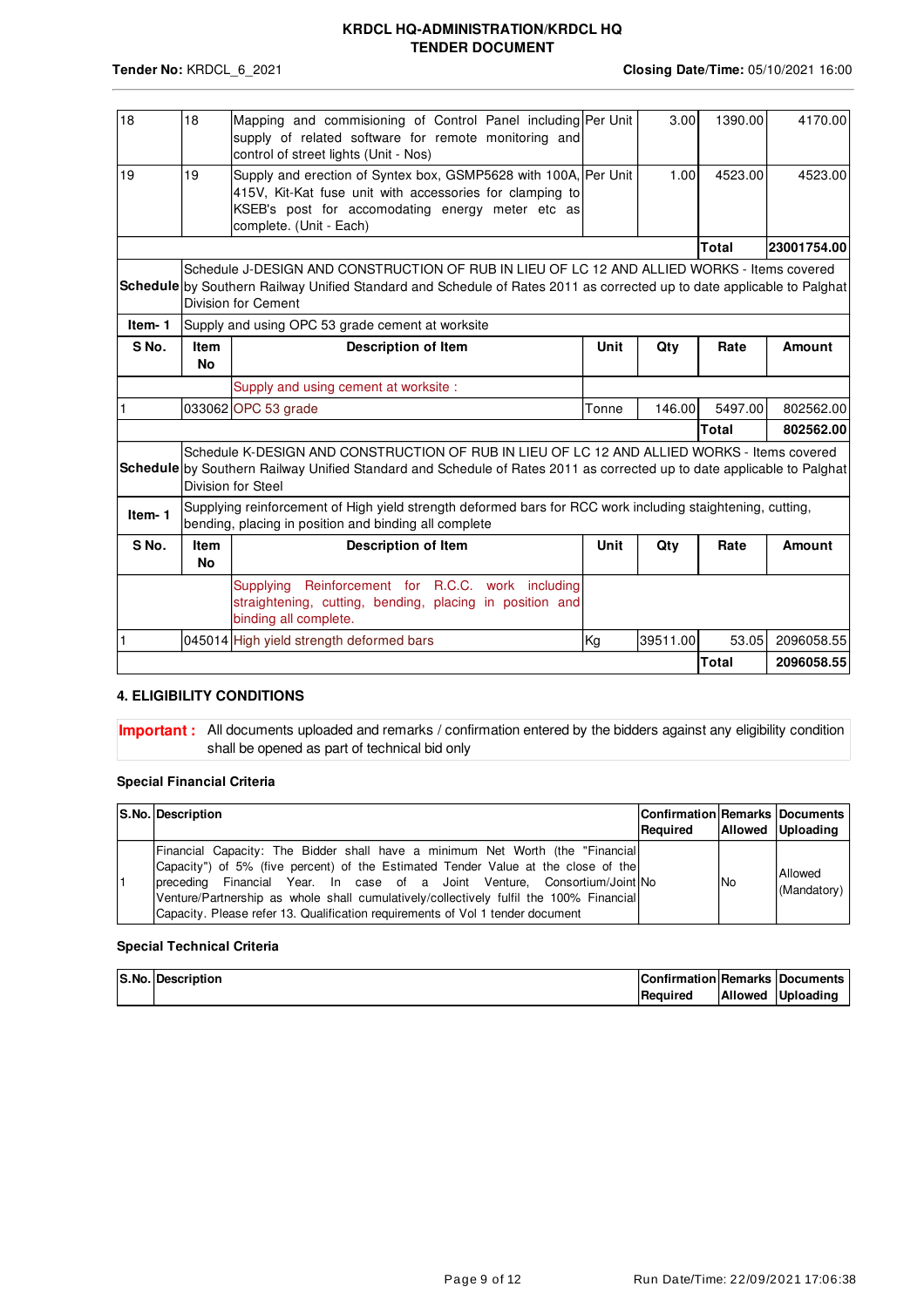| | | | | | | |
|---|---|---|---|---|---|---|
| 18 | 18 | Mapping and commisioning of Control Panel including supply of related software for remote monitoring and control of street lights (Unit - Nos) | Per Unit | 3.00 | 1390.00 | 4170.00 |
| 19 | 19 | Supply and erection of Syntex box, GSMP5628 with 100A, 415V, Kit-Kat fuse unit with accessories for clamping to KSEB's post for accomodating energy meter etc as complete. (Unit - Each) | Per Unit | 1.00 | 4523.00 | 4523.00 |
| | | | | | **Total** | **23001754.00** |

| | | | | | | |
|---|---|---|---|---|---|---|
| **Schedule** | Schedule J-DESIGN AND CONSTRUCTION OF RUB IN LIEU OF LC 12 AND ALLIED WORKS - Items covered by Southern Railway Unified Standard and Schedule of Rates 2011 as corrected up to date applicable to Palghat Division for Cement | | | | | |
| **Item- 1** | Supply and using OPC 53 grade cement at worksite | | | | | |
| **S No.** | **Item No** | **Description of Item** | **Unit** | **Qty** | **Rate** | **Amount** |
| | | Supply and using cement at worksite : | | | | |
| 1 | 033062 | OPC 53 grade | Tonne | 146.00 | 5497.00 | 802562.00 |
| | | | | | **Total** | **802562.00** |

| | | | | | | |
|---|---|---|---|---|---|---|
| **Schedule** | Schedule K-DESIGN AND CONSTRUCTION OF RUB IN LIEU OF LC 12 AND ALLIED WORKS - Items covered by Southern Railway Unified Standard and Schedule of Rates 2011 as corrected up to date applicable to Palghat Division for Steel | | | | | |
| **Item- 1** | Supplying reinforcement of High yield strength deformed bars for RCC work including staightening, cutting, bending, placing in position and binding all complete | | | | | |
| **S No.** | **Item No** | **Description of Item** | **Unit** | **Qty** | **Rate** | **Amount** |
| | | Supplying Reinforcement for R.C.C. work including straightening, cutting, bending, placing in position and binding all complete. | | | | |
| 1 | 045014 | High yield strength deformed bars | Kg | 39511.00 | 53.05 | 2096058.55 |
| | | | | | **Total** | **2096058.55** |

### 4. ELIGIBILITY CONDITIONS

**Important :** All documents uploaded and remarks / confirmation entered by the bidders against any eligibility condition shall be opened as part of technical bid only

**Special Financial Criteria**

| S.No. | Description | Confirmation Required | Remarks Allowed | Documents Uploading |
|---|---|---|---|---|
| 1 | Financial Capacity: The Bidder shall have a minimum Net Worth (the "Financial Capacity") of 5% (five percent) of the Estimated Tender Value at the close of the preceding Financial Year. In case of a Joint Venture, Consortium/Joint Venture/Partnership as whole shall cumulatively/collectively fulfil the 100% Financial Capacity. Please refer 13. Qualification requirements of Vol 1 tender document | No | No | Allowed (Mandatory) |

**Special Technical Criteria**

| S.No. | Description | Confirmation Required | Remarks Allowed | Documents Uploading |
|---|---|---|---|---|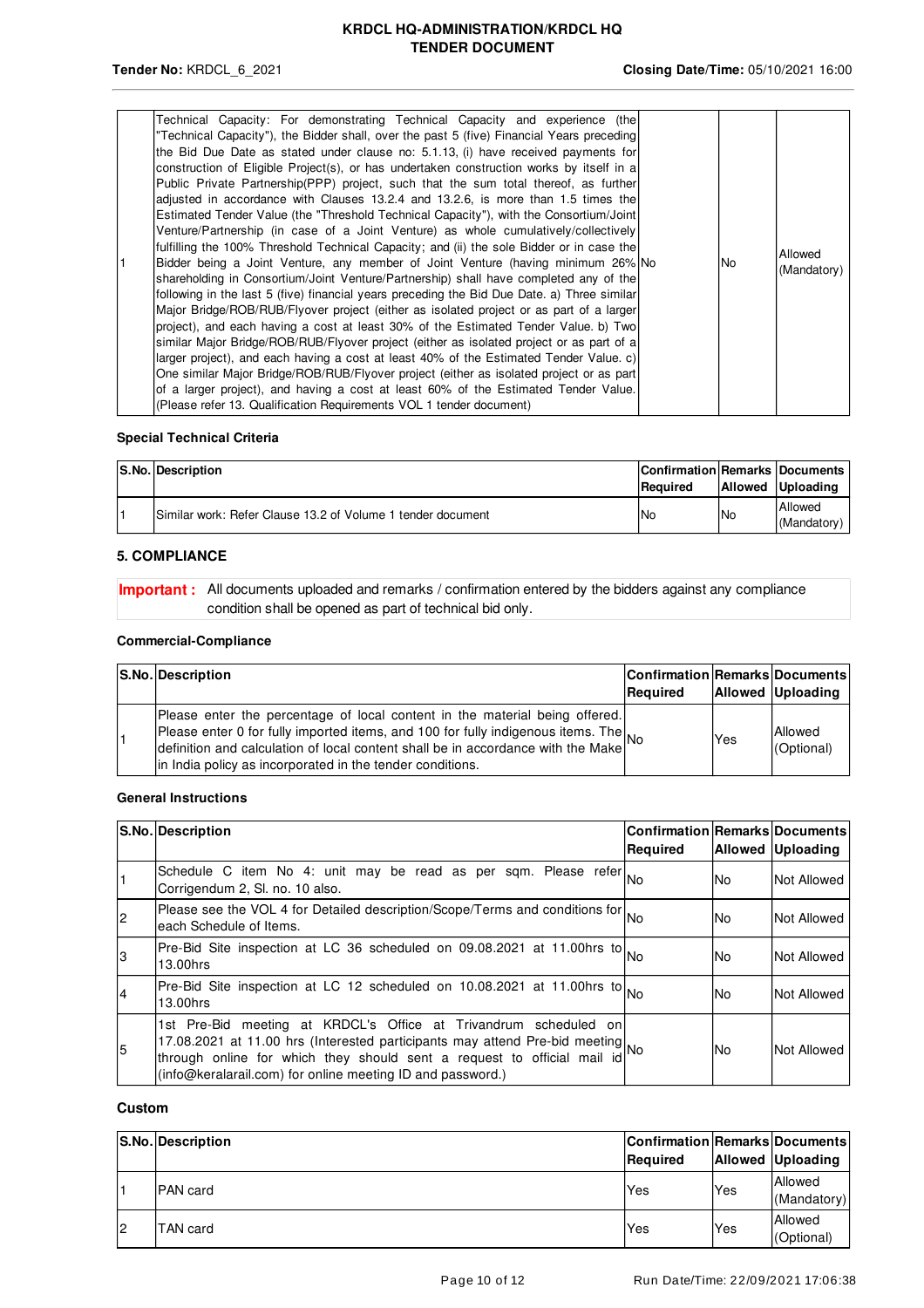| | | | | |
|---|---|---|---|---|
| 1 | Technical Capacity: For demonstrating Technical Capacity and experience (the "Technical Capacity"), the Bidder shall, over the past 5 (five) Financial Years preceding the Bid Due Date as stated under clause no: 5.1.13, (i) have received payments for construction of Eligible Project(s), or has undertaken construction works by itself in a Public Private Partnership(PPP) project, such that the sum total thereof, as further adjusted in accordance with Clauses 13.2.4 and 13.2.6, is more than 1.5 times the Estimated Tender Value (the "Threshold Technical Capacity"), with the Consortium/Joint Venture/Partnership (in case of a Joint Venture) as whole cumulatively/collectively fulfilling the 100% Threshold Technical Capacity; and (ii) the sole Bidder or in case the Bidder being a Joint Venture, any member of Joint Venture (having minimum 26% shareholding in Consortium/Joint Venture/Partnership) shall have completed any of the following in the last 5 (five) financial years preceding the Bid Due Date. a) Three similar Major Bridge/ROB/RUB/Flyover project (either as isolated project or as part of a larger project), and each having a cost at least 30% of the Estimated Tender Value. b) Two similar Major Bridge/ROB/RUB/Flyover project (either as isolated project or as part of a larger project), and each having a cost at least 40% of the Estimated Tender Value. c) One similar Major Bridge/ROB/RUB/Flyover project (either as isolated project or as part of a larger project), and having a cost at least 60% of the Estimated Tender Value. (Please refer 13. Qualification Requirements VOL 1 tender document) | No | No | Allowed (Mandatory) |

**Special Technical Criteria**

| S.No. | Description | Confirmation Required | Remarks Allowed | Documents Uploading |
|---|---|---|---|---|
| 1 | Similar work: Refer Clause 13.2 of Volume 1 tender document | No | No | Allowed (Mandatory) |

## 5. COMPLIANCE

**Important :** All documents uploaded and remarks / confirmation entered by the bidders against any compliance condition shall be opened as part of technical bid only.

**Commercial-Compliance**

| S.No. | Description | Confirmation Required | Remarks Allowed | Documents Uploading |
|---|---|---|---|---|
| 1 | Please enter the percentage of local content in the material being offered. Please enter 0 for fully imported items, and 100 for fully indigenous items. The definition and calculation of local content shall be in accordance with the Make in India policy as incorporated in the tender conditions. | No | Yes | Allowed (Optional) |

**General Instructions**

| S.No. | Description | Confirmation Required | Remarks Allowed | Documents Uploading |
|---|---|---|---|---|
| 1 | Schedule C item No 4: unit may be read as per sqm. Please refer Corrigendum 2, Sl. no. 10 also. | No | No | Not Allowed |
| 2 | Please see the VOL 4 for Detailed description/Scope/Terms and conditions for each Schedule of Items. | No | No | Not Allowed |
| 3 | Pre-Bid Site inspection at LC 36 scheduled on 09.08.2021 at 11.00hrs to 13.00hrs | No | No | Not Allowed |
| 4 | Pre-Bid Site inspection at LC 12 scheduled on 10.08.2021 at 11.00hrs to 13.00hrs | No | No | Not Allowed |
| 5 | 1st Pre-Bid meeting at KRDCL's Office at Trivandrum scheduled on 17.08.2021 at 11.00 hrs (Interested participants may attend Pre-bid meeting through online for which they should sent a request to official mail id (info@keralarail.com) for online meeting ID and password.) | No | No | Not Allowed |

**Custom**

| S.No. | Description | Confirmation Required | Remarks Allowed | Documents Uploading |
|---|---|---|---|---|
| 1 | PAN card | Yes | Yes | Allowed (Mandatory) |
| 2 | TAN card | Yes | Yes | Allowed (Optional) |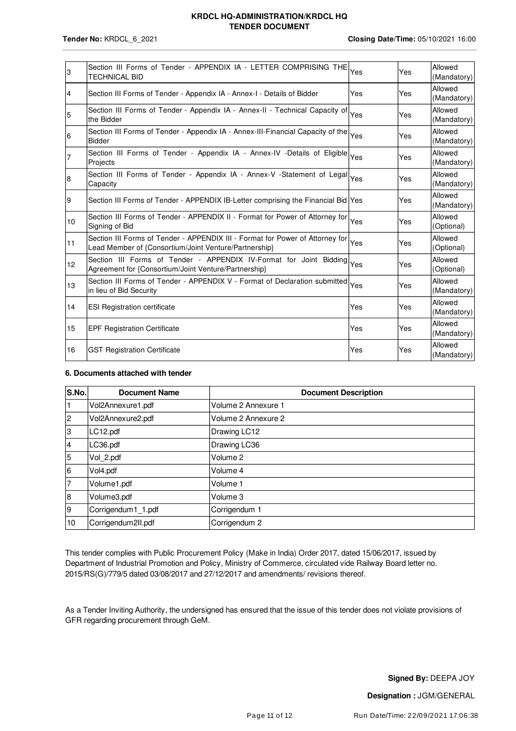| | | | | |
|---|---|---|---|---|
| 3 | Section III Forms of Tender - APPENDIX IA - LETTER COMPRISING THE TECHNICAL BID | Yes | Yes | Allowed (Mandatory) |
| 4 | Section III Forms of Tender - Appendix IA - Annex-I - Details of Bidder | Yes | Yes | Allowed (Mandatory) |
| 5 | Section III Forms of Tender - Appendix IA - Annex-II - Technical Capacity of the Bidder | Yes | Yes | Allowed (Mandatory) |
| 6 | Section III Forms of Tender - Appendix IA - Annex-III-Financial Capacity of the Bidder | Yes | Yes | Allowed (Mandatory) |
| 7 | Section III Forms of Tender - Appendix IA - Annex-IV -Details of Eligible Projects | Yes | Yes | Allowed (Mandatory) |
| 8 | Section III Forms of Tender - Appendix IA - Annex-V -Statement of Legal Capacity | Yes | Yes | Allowed (Mandatory) |
| 9 | Section III Forms of Tender - APPENDIX IB-Letter comprising the Financial Bid | Yes | Yes | Allowed (Mandatory) |
| 10 | Section III Forms of Tender - APPENDIX II - Format for Power of Attorney for Signing of Bid | Yes | Yes | Allowed (Optional) |
| 11 | Section III Forms of Tender - APPENDIX III - Format for Power of Attorney for Lead Member of {Consortium/Joint Venture/Partnership} | Yes | Yes | Allowed (Optional) |
| 12 | Section III Forms of Tender - APPENDIX IV-Format for Joint Bidding Agreement for {Consortium/Joint Venture/Partnership} | Yes | Yes | Allowed (Optional) |
| 13 | Section III Forms of Tender - APPENDIX V - Format of Declaration submitted in lieu of Bid Security | Yes | Yes | Allowed (Mandatory) |
| 14 | ESI Registration certificate | Yes | Yes | Allowed (Mandatory) |
| 15 | EPF Registration Certificate | Yes | Yes | Allowed (Mandatory) |
| 16 | GST Registration Certificate | Yes | Yes | Allowed (Mandatory) |

**6. Documents attached with tender**

| S.No. | Document Name | Document Description |
|---|---|---|
| 1 | Vol2Annexure1.pdf | Volume 2 Annexure 1 |
| 2 | Vol2Annexure2.pdf | Volume 2 Annexure 2 |
| 3 | LC12.pdf | Drawing LC12 |
| 4 | LC36.pdf | Drawing LC36 |
| 5 | Vol_2.pdf | Volume 2 |
| 6 | Vol4.pdf | Volume 4 |
| 7 | Volume1.pdf | Volume 1 |
| 8 | Volume3.pdf | Volume 3 |
| 9 | Corrigendum1_1.pdf | Corrigendum 1 |
| 10 | Corrigendum2II.pdf | Corrigendum 2 |

This tender complies with Public Procurement Policy (Make in India) Order 2017, dated 15/06/2017, issued by Department of Industrial Promotion and Policy, Ministry of Commerce, circulated vide Railway Board letter no. 2015/RS(G)/779/5 dated 03/08/2017 and 27/12/2017 and amendments/ revisions thereof.

As a Tender Inviting Authority, the undersigned has ensured that the issue of this tender does not violate provisions of GFR regarding procurement through GeM.

**Signed By:** DEEPA JOY

**Designation :** JGM/GENERAL